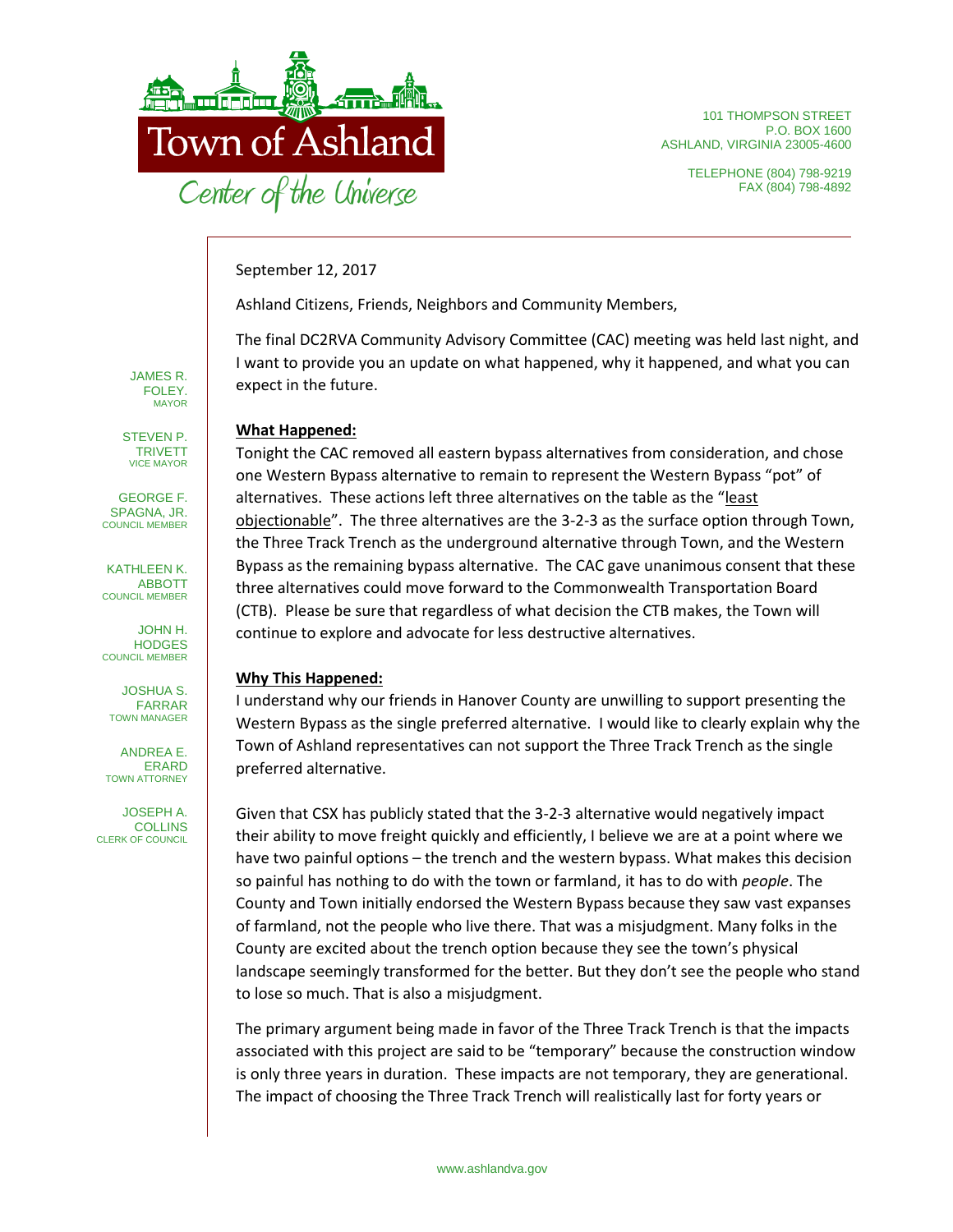# Town of Ashland

Center of the Universe

101 THOMPSON STREET
P.O. BOX 1600
ASHLAND, VIRGINIA 23005-4600

TELEPHONE (804) 798-9219
FAX (804) 798-4892

JAMES R. FOLEY, MAYOR
STEVEN P. TRIVETT, VICE MAYOR
GEORGE F. SPAGNA, JR., COUNCIL MEMBER
KATHLEEN K. ABBOTT, COUNCIL MEMBER
JOHN H. HODGES, COUNCIL MEMBER
JOSHUA S. FARRAR, TOWN MANAGER
ANDREA E. ERARD, TOWN ATTORNEY
JOSEPH A. COLLINS, CLERK OF COUNCIL

September 12, 2017

Ashland Citizens, Friends, Neighbors and Community Members,

The final DC2RVA Community Advisory Committee (CAC) meeting was held last night, and I want to provide you an update on what happened, why it happened, and what you can expect in the future.

**What Happened:**

Tonight the CAC removed all eastern bypass alternatives from consideration, and chose one Western Bypass alternative to remain to represent the Western Bypass "pot" of alternatives. These actions left three alternatives on the table as the "least objectionable". The three alternatives are the 3-2-3 as the surface option through Town, the Three Track Trench as the underground alternative through Town, and the Western Bypass as the remaining bypass alternative. The CAC gave unanimous consent that these three alternatives could move forward to the Commonwealth Transportation Board (CTB). Please be sure that regardless of what decision the CTB makes, the Town will continue to explore and advocate for less destructive alternatives.

**Why This Happened:**

I understand why our friends in Hanover County are unwilling to support presenting the Western Bypass as the single preferred alternative. I would like to clearly explain why the Town of Ashland representatives can not support the Three Track Trench as the single preferred alternative.

Given that CSX has publicly stated that the 3-2-3 alternative would negatively impact their ability to move freight quickly and efficiently, I believe we are at a point where we have two painful options – the trench and the western bypass. What makes this decision so painful has nothing to do with the town or farmland, it has to do with *people*. The County and Town initially endorsed the Western Bypass because they saw vast expanses of farmland, not the people who live there. That was a misjudgment. Many folks in the County are excited about the trench option because they see the town's physical landscape seemingly transformed for the better. But they don't see the people who stand to lose so much. That is also a misjudgment.

The primary argument being made in favor of the Three Track Trench is that the impacts associated with this project are said to be "temporary" because the construction window is only three years in duration. These impacts are not temporary, they are generational. The impact of choosing the Three Track Trench will realistically last for forty years or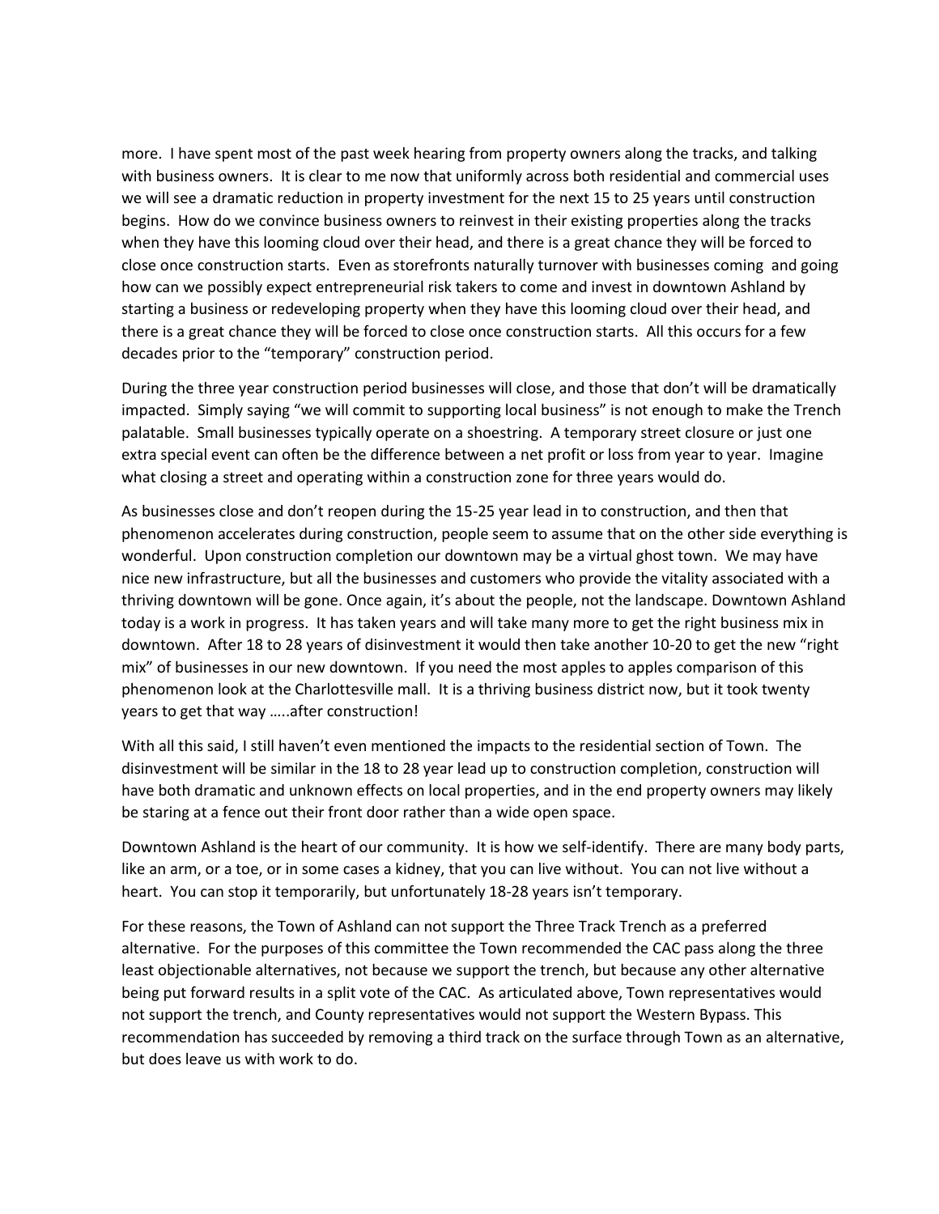more. I have spent most of the past week hearing from property owners along the tracks, and talking with business owners. It is clear to me now that uniformly across both residential and commercial uses we will see a dramatic reduction in property investment for the next 15 to 25 years until construction begins. How do we convince business owners to reinvest in their existing properties along the tracks when they have this looming cloud over their head, and there is a great chance they will be forced to close once construction starts. Even as storefronts naturally turnover with businesses coming and going how can we possibly expect entrepreneurial risk takers to come and invest in downtown Ashland by starting a business or redeveloping property when they have this looming cloud over their head, and there is a great chance they will be forced to close once construction starts. All this occurs for a few decades prior to the "temporary" construction period.

During the three year construction period businesses will close, and those that don't will be dramatically impacted. Simply saying "we will commit to supporting local business" is not enough to make the Trench palatable. Small businesses typically operate on a shoestring. A temporary street closure or just one extra special event can often be the difference between a net profit or loss from year to year. Imagine what closing a street and operating within a construction zone for three years would do.

As businesses close and don't reopen during the 15-25 year lead in to construction, and then that phenomenon accelerates during construction, people seem to assume that on the other side everything is wonderful. Upon construction completion our downtown may be a virtual ghost town. We may have nice new infrastructure, but all the businesses and customers who provide the vitality associated with a thriving downtown will be gone. Once again, it's about the people, not the landscape. Downtown Ashland today is a work in progress. It has taken years and will take many more to get the right business mix in downtown. After 18 to 28 years of disinvestment it would then take another 10-20 to get the new "right mix" of businesses in our new downtown. If you need the most apples to apples comparison of this phenomenon look at the Charlottesville mall. It is a thriving business district now, but it took twenty years to get that way …..after construction!

With all this said, I still haven't even mentioned the impacts to the residential section of Town. The disinvestment will be similar in the 18 to 28 year lead up to construction completion, construction will have both dramatic and unknown effects on local properties, and in the end property owners may likely be staring at a fence out their front door rather than a wide open space.

Downtown Ashland is the heart of our community. It is how we self-identify. There are many body parts, like an arm, or a toe, or in some cases a kidney, that you can live without. You can not live without a heart. You can stop it temporarily, but unfortunately 18-28 years isn't temporary.

For these reasons, the Town of Ashland can not support the Three Track Trench as a preferred alternative. For the purposes of this committee the Town recommended the CAC pass along the three least objectionable alternatives, not because we support the trench, but because any other alternative being put forward results in a split vote of the CAC. As articulated above, Town representatives would not support the trench, and County representatives would not support the Western Bypass. This recommendation has succeeded by removing a third track on the surface through Town as an alternative, but does leave us with work to do.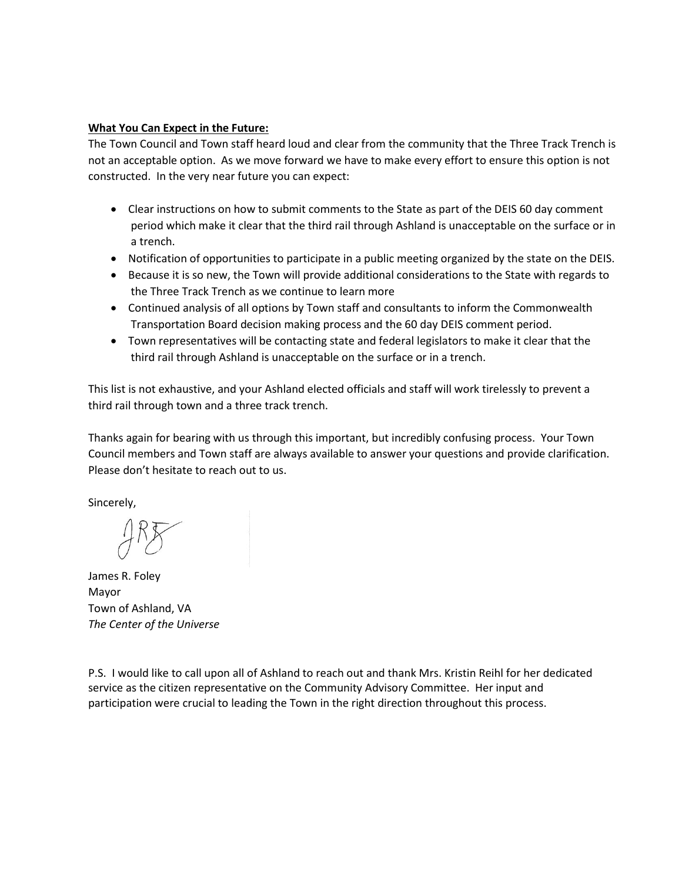**What You Can Expect in the Future:**

The Town Council and Town staff heard loud and clear from the community that the Three Track Trench is not an acceptable option. As we move forward we have to make every effort to ensure this option is not constructed. In the very near future you can expect:

- Clear instructions on how to submit comments to the State as part of the DEIS 60 day comment period which make it clear that the third rail through Ashland is unacceptable on the surface or in a trench.
- Notification of opportunities to participate in a public meeting organized by the state on the DEIS.
- Because it is so new, the Town will provide additional considerations to the State with regards to the Three Track Trench as we continue to learn more
- Continued analysis of all options by Town staff and consultants to inform the Commonwealth Transportation Board decision making process and the 60 day DEIS comment period.
- Town representatives will be contacting state and federal legislators to make it clear that the third rail through Ashland is unacceptable on the surface or in a trench.

This list is not exhaustive, and your Ashland elected officials and staff will work tirelessly to prevent a third rail through town and a three track trench.

Thanks again for bearing with us through this important, but incredibly confusing process. Your Town Council members and Town staff are always available to answer your questions and provide clarification. Please don't hesitate to reach out to us.

Sincerely,

James R. Foley
Mayor
Town of Ashland, VA
*The Center of the Universe*

P.S. I would like to call upon all of Ashland to reach out and thank Mrs. Kristin Reihl for her dedicated service as the citizen representative on the Community Advisory Committee. Her input and participation were crucial to leading the Town in the right direction throughout this process.